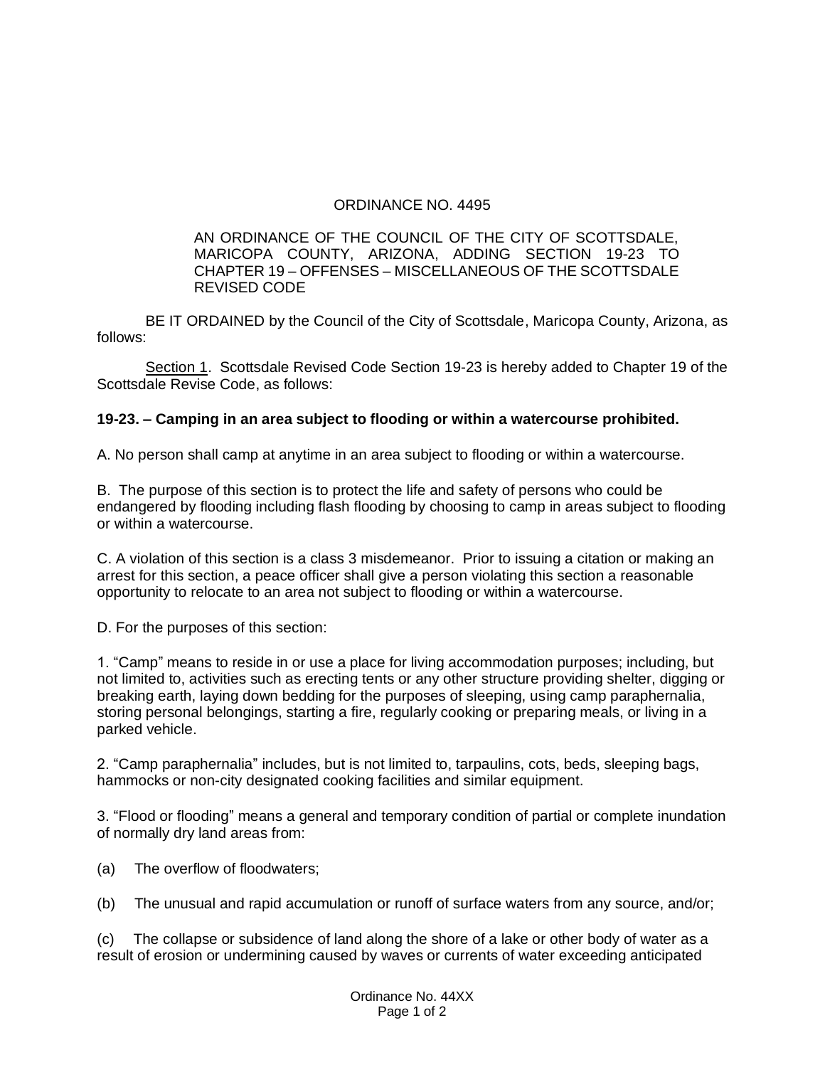ORDINANCE NO. 4495

AN ORDINANCE OF THE COUNCIL OF THE CITY OF SCOTTSDALE, MARICOPA COUNTY, ARIZONA, ADDING SECTION 19-23 TO CHAPTER 19 – OFFENSES – MISCELLANEOUS OF THE SCOTTSDALE REVISED CODE

BE IT ORDAINED by the Council of the City of Scottsdale, Maricopa County, Arizona, as follows:

Section 1. Scottsdale Revised Code Section 19-23 is hereby added to Chapter 19 of the Scottsdale Revise Code, as follows:

**19-23. – Camping in an area subject to flooding or within a watercourse prohibited.**

A. No person shall camp at anytime in an area subject to flooding or within a watercourse.

B. The purpose of this section is to protect the life and safety of persons who could be endangered by flooding including flash flooding by choosing to camp in areas subject to flooding or within a watercourse.

C. A violation of this section is a class 3 misdemeanor. Prior to issuing a citation or making an arrest for this section, a peace officer shall give a person violating this section a reasonable opportunity to relocate to an area not subject to flooding or within a watercourse.

D. For the purposes of this section:

1. "Camp" means to reside in or use a place for living accommodation purposes; including, but not limited to, activities such as erecting tents or any other structure providing shelter, digging or breaking earth, laying down bedding for the purposes of sleeping, using camp paraphernalia, storing personal belongings, starting a fire, regularly cooking or preparing meals, or living in a parked vehicle.

2. "Camp paraphernalia" includes, but is not limited to, tarpaulins, cots, beds, sleeping bags, hammocks or non-city designated cooking facilities and similar equipment.

3. "Flood or flooding" means a general and temporary condition of partial or complete inundation of normally dry land areas from:

(a) The overflow of floodwaters;

(b) The unusual and rapid accumulation or runoff of surface waters from any source, and/or;

(c) The collapse or subsidence of land along the shore of a lake or other body of water as a result of erosion or undermining caused by waves or currents of water exceeding anticipated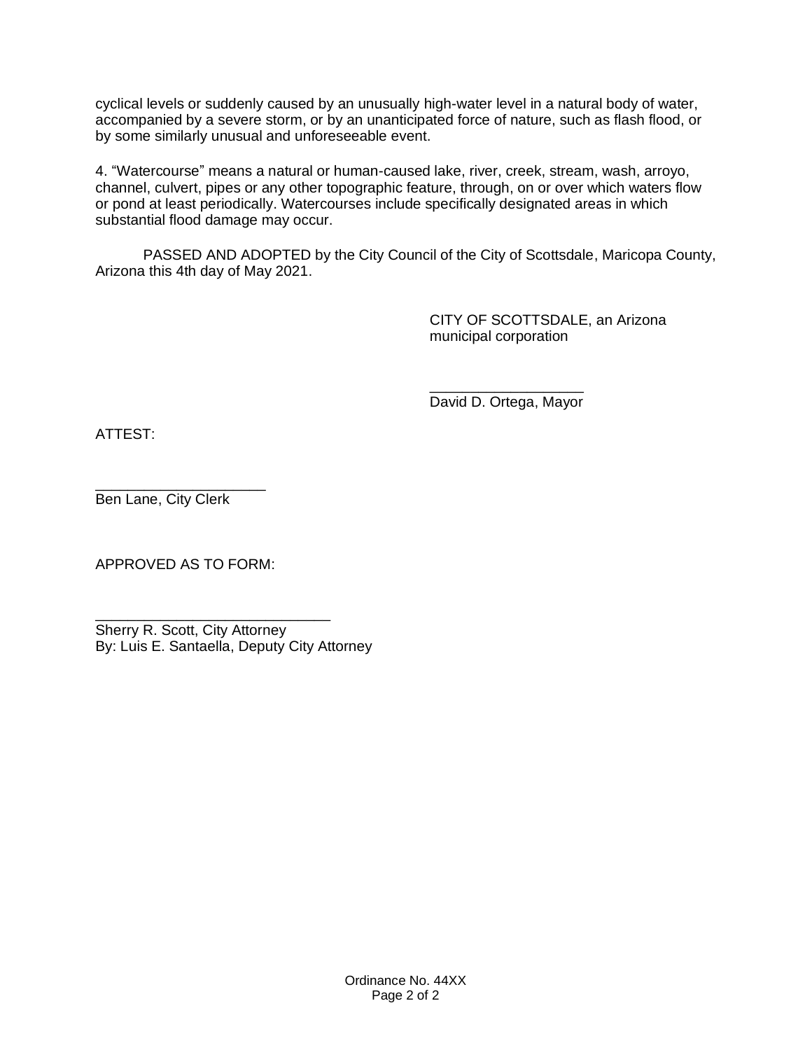cyclical levels or suddenly caused by an unusually high-water level in a natural body of water, accompanied by a severe storm, or by an unanticipated force of nature, such as flash flood, or by some similarly unusual and unforeseeable event.

4. "Watercourse" means a natural or human-caused lake, river, creek, stream, wash, arroyo, channel, culvert, pipes or any other topographic feature, through, on or over which waters flow or pond at least periodically. Watercourses include specifically designated areas in which substantial flood damage may occur.

PASSED AND ADOPTED by the City Council of the City of Scottsdale, Maricopa County, Arizona this 4th day of May 2021.

CITY OF SCOTTSDALE, an Arizona municipal corporation

___________________
David D. Ortega, Mayor

ATTEST:

_____________________
Ben Lane, City Clerk

APPROVED AS TO FORM:

_____________________________
Sherry R. Scott, City Attorney
By: Luis E. Santaella, Deputy City Attorney

Ordinance No. 44XX